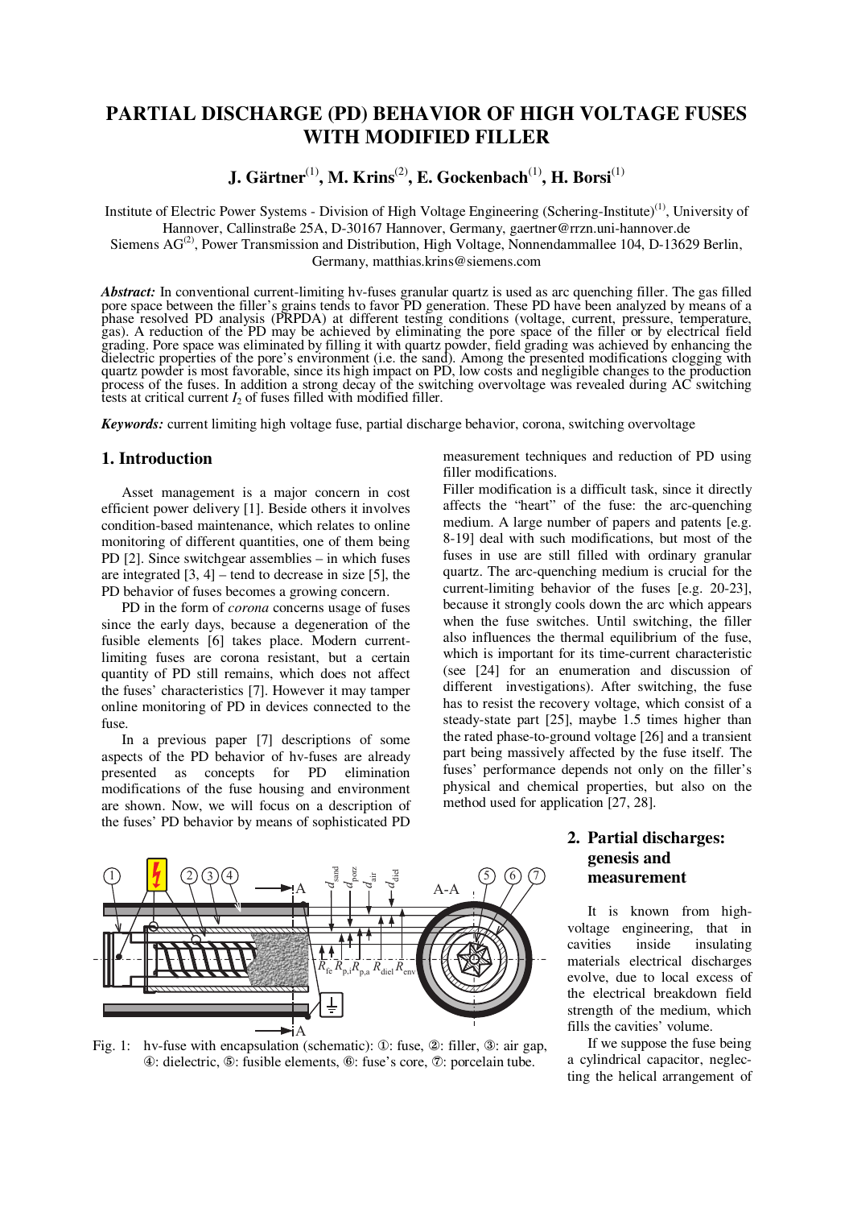# PARTIAL DISCHARGE (PD) BEHAVIOR OF HIGH VOLTAGE FUSES WITH MODIFIED FILLER

**J. Gärtner[1], M. Krins[2], E. Gockenbach[1], H. Borsi[1]**

Institute of Electric Power Systems - Division of High Voltage Engineering (Schering-Institute)[1], University of Hannover, Callinstraße 25A, D-30167 Hannover, Germany, gaertner@rrzn.uni-hannover.de
Siemens AG[2], Power Transmission and Distribution, High Voltage, Nonnendammallee 104, D-13629 Berlin, Germany, matthias.krins@siemens.com

***Abstract:*** In conventional current-limiting hv-fuses granular quartz is used as arc quenching filler. The gas filled pore space between the filler's grains tends to favor PD generation. These PD have been analyzed by means of a phase resolved PD analysis (PRPDA) at different testing conditions (voltage, current, pressure, temperature, gas). A reduction of the PD may be achieved by eliminating the pore space of the filler or by electrical field grading. Pore space was eliminated by filling it with quartz powder, field grading was achieved by enhancing the dielectric properties of the pore's environment (i.e. the sand). Among the presented modifications clogging with quartz powder is most favorable, since its high impact on PD, low costs and negligible changes to the production process of the fuses. In addition a strong decay of the switching overvoltage was revealed during AC switching tests at critical current $I_2$ of fuses filled with modified filler.

***Keywords:*** current limiting high voltage fuse, partial discharge behavior, corona, switching overvoltage

## 1. Introduction

Asset management is a major concern in cost efficient power delivery [1]. Beside others it involves condition-based maintenance, which relates to online monitoring of different quantities, one of them being PD [2]. Since switchgear assemblies – in which fuses are integrated [3, 4] – tend to decrease in size [5], the PD behavior of fuses becomes a growing concern.

PD in the form of *corona* concerns usage of fuses since the early days, because a degeneration of the fusible elements [6] takes place. Modern current-limiting fuses are corona resistant, but a certain quantity of PD still remains, which does not affect the fuses' characteristics [7]. However it may tamper online monitoring of PD in devices connected to the fuse.

In a previous paper [7] descriptions of some aspects of the PD behavior of hv-fuses are already presented as concepts for PD elimination modifications of the fuse housing and environment are shown. Now, we will focus on a description of the fuses' PD behavior by means of sophisticated PD measurement techniques and reduction of PD using filler modifications.

Filler modification is a difficult task, since it directly affects the "heart" of the fuse: the arc-quenching medium. A large number of papers and patents [e.g. 8-19] deal with such modifications, but most of the fuses in use are still filled with ordinary granular quartz. The arc-quenching medium is crucial for the current-limiting behavior of the fuses [e.g. 20-23], because it strongly cools down the arc which appears when the fuse switches. Until switching, the filler also influences the thermal equilibrium of the fuse, which is important for its time-current characteristic (see [24] for an enumeration and discussion of different investigations). After switching, the fuse has to resist the recovery voltage, which consist of a steady-state part [25], maybe 1.5 times higher than the rated phase-to-ground voltage [26] and a transient part being massively affected by the fuse itself. The fuses' performance depends not only on the filler's physical and chemical properties, but also on the method used for application [27, 28].

Fig. 1: hv-fuse with encapsulation (schematic): ①: fuse, ②: filler, ③: air gap, ④: dielectric, ⑤: fusible elements, ⑥: fuse's core, ⑦: porcelain tube.

## 2. Partial discharges: genesis and measurement

It is known from high-voltage engineering, that in cavities inside insulating materials electrical discharges evolve, due to local excess of the electrical breakdown field strength of the medium, which fills the cavities' volume.

If we suppose the fuse being a cylindrical capacitor, neglecting the helical arrangement of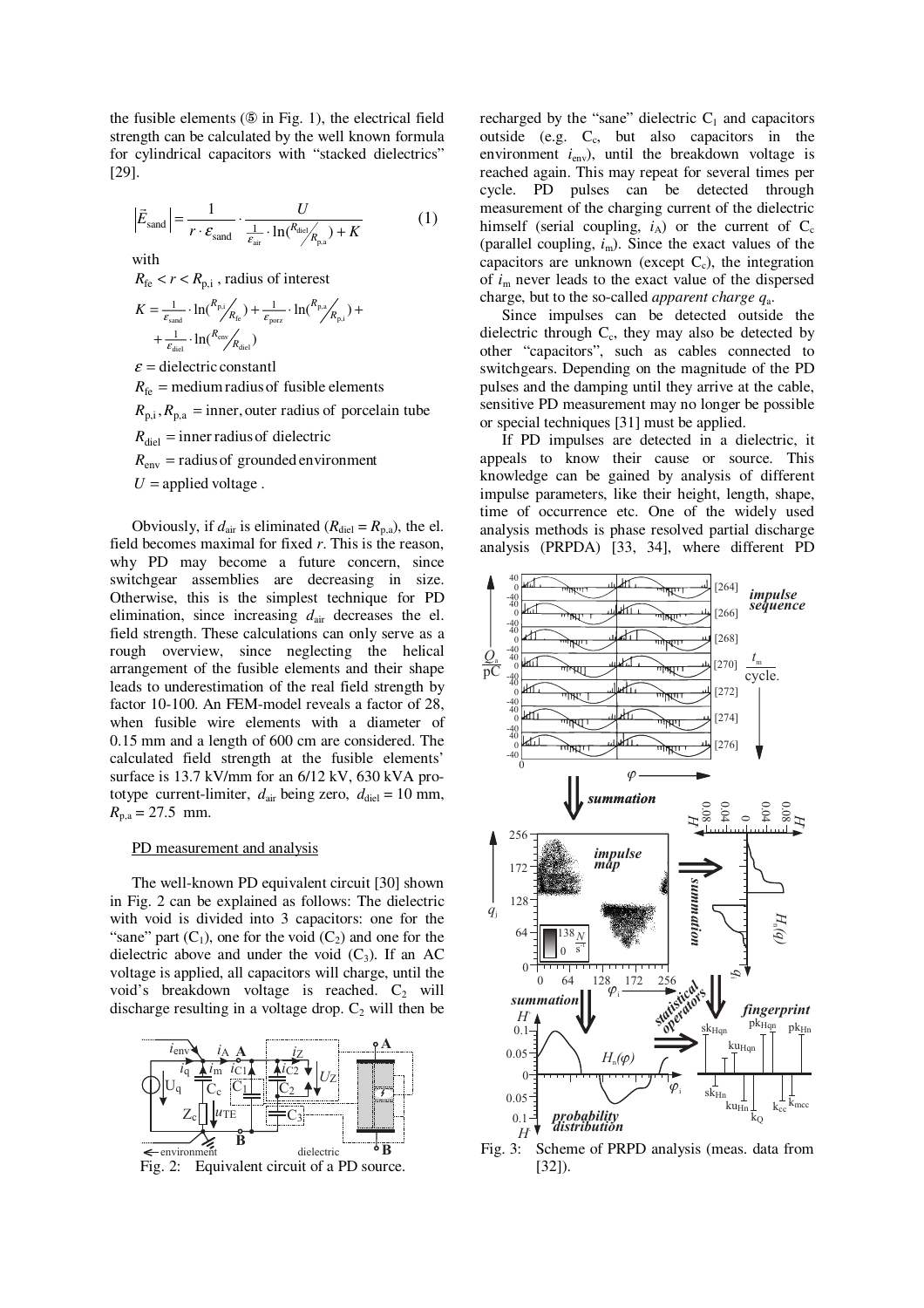the fusible elements (⑤ in Fig. 1), the electrical field strength can be calculated by the well known formula for cylindrical capacitors with "stacked dielectrics" [29].

$$\left|\vec{E}_{\text{sand}}\right| = \frac{1}{r \cdot \varepsilon_{\text{sand}}} \cdot \frac{U}{\frac{1}{\varepsilon_{\text{air}}} \cdot \ln(R_{\text{diel}}/R_{\text{p,a}}) + K} \qquad (1)$$

with

$R_{\text{fe}} < r < R_{\text{p,i}}$ , radius of interest

$$K = \frac{1}{\varepsilon_{\text{sand}}} \cdot \ln(R_{\text{p,i}}/R_{\text{fe}}) + \frac{1}{\varepsilon_{\text{porz}}} \cdot \ln(R_{\text{p,a}}/R_{\text{p,i}}) + \frac{1}{\varepsilon_{\text{diel}}} \cdot \ln(R_{\text{env}}/R_{\text{diel}})$$

$\varepsilon$ = dielectric constantl

$R_{\text{fe}}$ = medium radius of fusible elements

$R_{\text{p,i}}, R_{\text{p,a}}$ = inner, outer radius of porcelain tube

$R_{\text{diel}}$ = inner radius of dielectric

$R_{\text{env}}$ = radius of grounded environment

$U$ = applied voltage .

Obviously, if $d_{\text{air}}$ is eliminated ($R_{\text{diel}} = R_{\text{p,a}}$), the el. field becomes maximal for fixed $r$. This is the reason, why PD may become a future concern, since switchgear assemblies are decreasing in size. Otherwise, this is the simplest technique for PD elimination, since increasing $d_{\text{air}}$ decreases the el. field strength. These calculations can only serve as a rough overview, since neglecting the helical arrangement of the fusible elements and their shape leads to underestimation of the real field strength by factor 10-100. An FEM-model reveals a factor of 28, when fusible wire elements with a diameter of 0.15 mm and a length of 600 cm are considered. The calculated field strength at the fusible elements' surface is 13.7 kV/mm for an 6/12 kV, 630 kVA prototype current-limiter, $d_{\text{air}}$ being zero, $d_{\text{diel}}$ = 10 mm, $R_{\text{p,a}}$ = 27.5 mm.

## PD measurement and analysis

The well-known PD equivalent circuit [30] shown in Fig. 2 can be explained as follows: The dielectric with void is divided into 3 capacitors: one for the "sane" part ($C_1$), one for the void ($C_2$) and one for the dielectric above and under the void ($C_3$). If an AC voltage is applied, all capacitors will charge, until the void's breakdown voltage is reached. $C_2$ will discharge resulting in a voltage drop. $C_2$ will then be recharged by the "sane" dielectric $C_1$ and capacitors outside (e.g. $C_c$, but also capacitors in the environment $i_{\text{env}}$), until the breakdown voltage is reached again. This may repeat for several times per cycle. PD pulses can be detected through measurement of the charging current of the dielectric himself (serial coupling, $i_A$) or the current of $C_c$ (parallel coupling, $i_m$). Since the exact values of the capacitors are unknown (except $C_c$), the integration of $i_m$ never leads to the exact value of the dispersed charge, but to the so-called *apparent charge* $q_a$.

Fig. 2: Equivalent circuit of a PD source.

Since impulses can be detected outside the dielectric through $C_c$, they may also be detected by other "capacitors", such as cables connected to switchgears. Depending on the magnitude of the PD pulses and the damping until they arrive at the cable, sensitive PD measurement may no longer be possible or special techniques [31] must be applied.

If PD impulses are detected in a dielectric, it appeals to know their cause or source. This knowledge can be gained by analysis of different impulse parameters, like their height, length, shape, time of occurrence etc. One of the widely used analysis methods is phase resolved partial discharge analysis (PRPDA) [33, 34], where different PD

Fig. 3: Scheme of PRPD analysis (meas. data from [32]).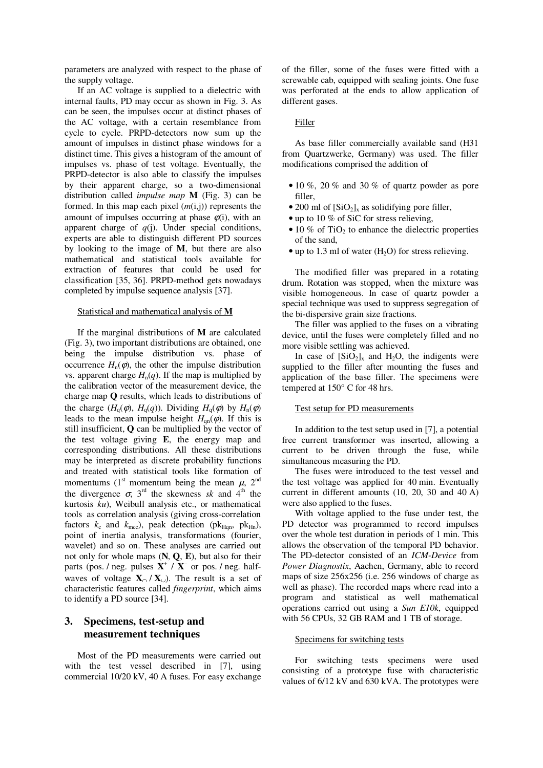parameters are analyzed with respect to the phase of the supply voltage.

If an AC voltage is supplied to a dielectric with internal faults, PD may occur as shown in Fig. 3. As can be seen, the impulses occur at distinct phases of the AC voltage, with a certain resemblance from cycle to cycle. PRPD-detectors now sum up the amount of impulses in distinct phase windows for a distinct time. This gives a histogram of the amount of impulses vs. phase of test voltage. Eventually, the PRPD-detector is also able to classify the impulses by their apparent charge, so a two-dimensional distribution called *impulse map* **M** (Fig. 3) can be formed. In this map each pixel ($m$(i,j)) represents the amount of impulses occurring at phase $\varphi$(i), with an apparent charge of $q$(j). Under special conditions, experts are able to distinguish different PD sources by looking to the image of **M**, but there are also mathematical and statistical tools available for extraction of features that could be used for classification [35, 36]. PRPD-method gets nowadays completed by impulse sequence analysis [37].

Statistical and mathematical analysis of **M**

If the marginal distributions of **M** are calculated (Fig. 3), two important distributions are obtained, one being the impulse distribution vs. phase of occurrence $H_n(\varphi)$, the other the impulse distribution vs. apparent charge $H_n(q)$. If the map is multiplied by the calibration vector of the measurement device, the charge map **Q** results, which leads to distributions of the charge ($H_q(\varphi)$, $H_q(q)$). Dividing $H_q(\varphi)$ by $H_n(\varphi)$ leads to the mean impulse height $H_{qn}(\varphi)$. If this is still insufficient, **Q** can be multiplied by the vector of the test voltage giving **E**, the energy map and corresponding distributions. All these distributions may be interpreted as discrete probability functions and treated with statistical tools like formation of momentums (1st momentum being the mean $\mu$, 2nd the divergence $\sigma$, 3rd the skewness $sk$ and 4th the kurtosis $ku$), Weibull analysis etc., or mathematical tools as correlation analysis (giving cross-correlation factors $k_c$ and $k_{mcc}$), peak detection ($pk_{Hqn}$, $pk_{Hn}$), point of inertia analysis, transformations (fourier, wavelet) and so on. These analyses are carried out not only for whole maps (**N**, **Q**, **E**), but also for their parts (pos. / neg. pulses $\mathbf{X}^+$ / $\mathbf{X}^-$ or pos. / neg. half-waves of voltage $\mathbf{X}_\cap$ / $\mathbf{X}_\cup$). The result is a set of characteristic features called *fingerprint*, which aims to identify a PD source [34].

## 3. Specimens, test-setup and measurement techniques

Most of the PD measurements were carried out with the test vessel described in [7], using commercial 10/20 kV, 40 A fuses. For easy exchange of the filler, some of the fuses were fitted with a screwable cab, equipped with sealing joints. One fuse was perforated at the ends to allow application of different gases.

Filler

As base filler commercially available sand (H31 from Quartzwerke, Germany) was used. The filler modifications comprised the addition of

- 10 %, 20 % and 30 % of quartz powder as pore filler,
- 200 ml of $[SiO_2]_x$ as solidifying pore filler,
- up to 10 % of SiC for stress relieving,
- 10 % of $TiO_2$ to enhance the dielectric properties of the sand,
- up to 1.3 ml of water ($H_2O$) for stress relieving.

The modified filler was prepared in a rotating drum. Rotation was stopped, when the mixture was visible homogeneous. In case of quartz powder a special technique was used to suppress segregation of the bi-dispersive grain size fractions.

The filler was applied to the fuses on a vibrating device, until the fuses were completely filled and no more visible settling was achieved.

In case of $[SiO_2]_x$ and $H_2O$, the indigents were supplied to the filler after mounting the fuses and application of the base filler. The specimens were tempered at 150° C for 48 hrs.

Test setup for PD measurements

In addition to the test setup used in [7], a potential free current transformer was inserted, allowing a current to be driven through the fuse, while simultaneous measuring the PD.

The fuses were introduced to the test vessel and the test voltage was applied for 40 min. Eventually current in different amounts (10, 20, 30 and 40 A) were also applied to the fuses.

With voltage applied to the fuse under test, the PD detector was programmed to record impulses over the whole test duration in periods of 1 min. This allows the observation of the temporal PD behavior. The PD-detector consisted of an *ICM-Device* from *Power Diagnostix*, Aachen, Germany, able to record maps of size 256x256 (i.e. 256 windows of charge as well as phase). The recorded maps where read into a program and statistical as well mathematical operations carried out using a *Sun E10k*, equipped with 56 CPUs, 32 GB RAM and 1 TB of storage.

Specimens for switching tests

For switching tests specimens were used consisting of a prototype fuse with characteristic values of 6/12 kV and 630 kVA. The prototypes were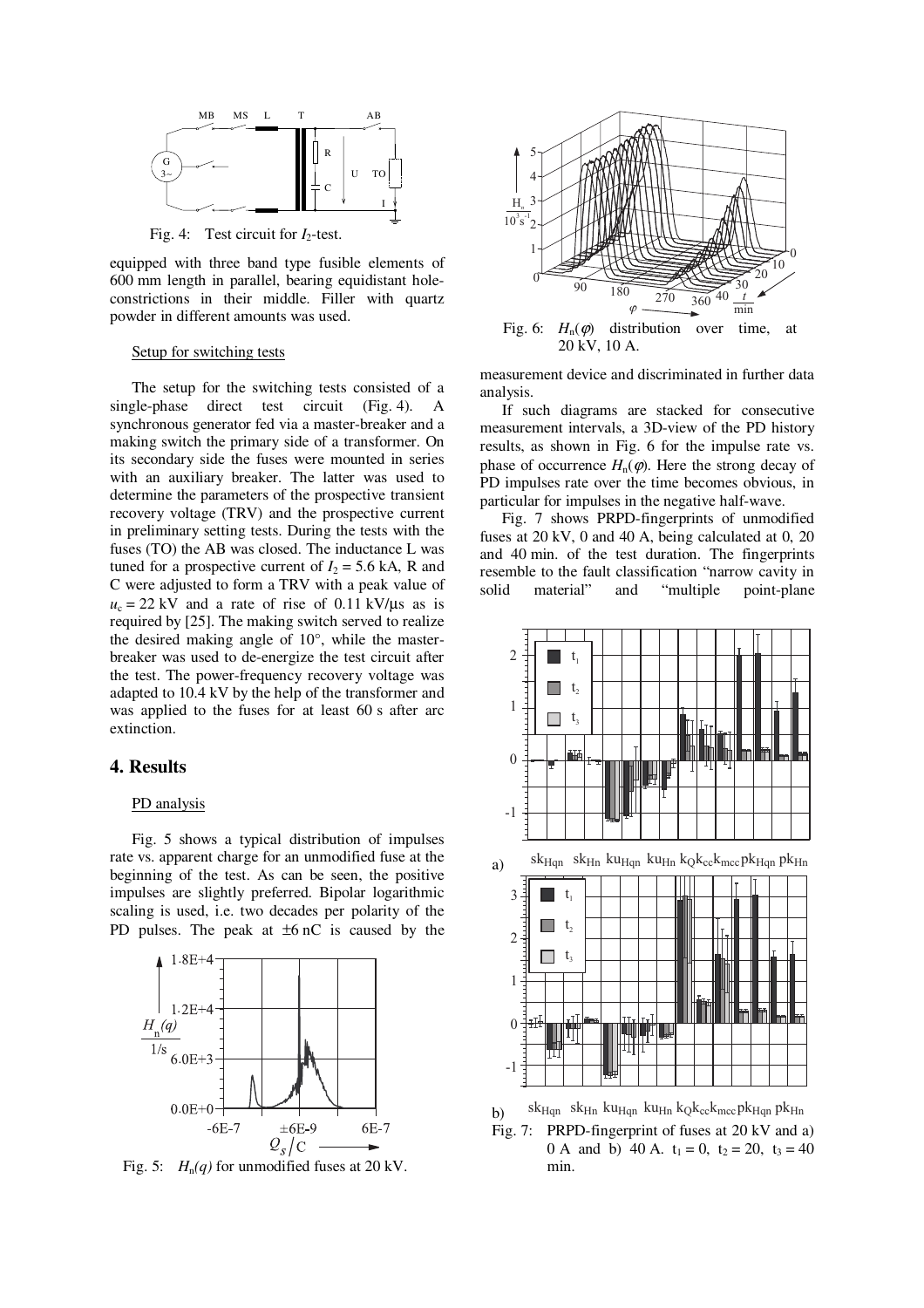Fig. 4: Test circuit for $I_2$-test.

equipped with three band type fusible elements of 600 mm length in parallel, bearing equidistant hole-constrictions in their middle. Filler with quartz powder in different amounts was used.

### Setup for switching tests

The setup for the switching tests consisted of a single-phase direct test circuit (Fig. 4). A synchronous generator fed via a master-breaker and a making switch the primary side of a transformer. On its secondary side the fuses were mounted in series with an auxiliary breaker. The latter was used to determine the parameters of the prospective transient recovery voltage (TRV) and the prospective current in preliminary setting tests. During the tests with the fuses (TO) the AB was closed. The inductance L was tuned for a prospective current of $I_2$ = 5.6 kA, R and C were adjusted to form a TRV with a peak value of $u_c$ = 22 kV and a rate of rise of 0.11 kV/µs as is required by [25]. The making switch served to realize the desired making angle of 10°, while the master-breaker was used to de-energize the test circuit after the test. The power-frequency recovery voltage was adapted to 10.4 kV by the help of the transformer and was applied to the fuses for at least 60 s after arc extinction.

## 4. Results

### PD analysis

Fig. 5 shows a typical distribution of impulses rate vs. apparent charge for an unmodified fuse at the beginning of the test. As can be seen, the positive impulses are slightly preferred. Bipolar logarithmic scaling is used, i.e. two decades per polarity of the PD pulses. The peak at ±6 nC is caused by the measurement device and discriminated in further data analysis.

Fig. 5: $H_n(q)$ for unmodified fuses at 20 kV.

Fig. 6: $H_n(\varphi)$ distribution over time, at 20 kV, 10 A.

If such diagrams are stacked for consecutive measurement intervals, a 3D-view of the PD history results, as shown in Fig. 6 for the impulse rate vs. phase of occurrence $H_n(\varphi)$. Here the strong decay of PD impulses rate over the time becomes obvious, in particular for impulses in the negative half-wave.

Fig. 7 shows PRPD-fingerprints of unmodified fuses at 20 kV, 0 and 40 A, being calculated at 0, 20 and 40 min. of the test duration. The fingerprints resemble to the fault classification "narrow cavity in solid material" and "multiple point-plane

Fig. 7: PRPD-fingerprint of fuses at 20 kV and a) 0 A and b) 40 A. $t_1$ = 0, $t_2$ = 20, $t_3$ = 40 min.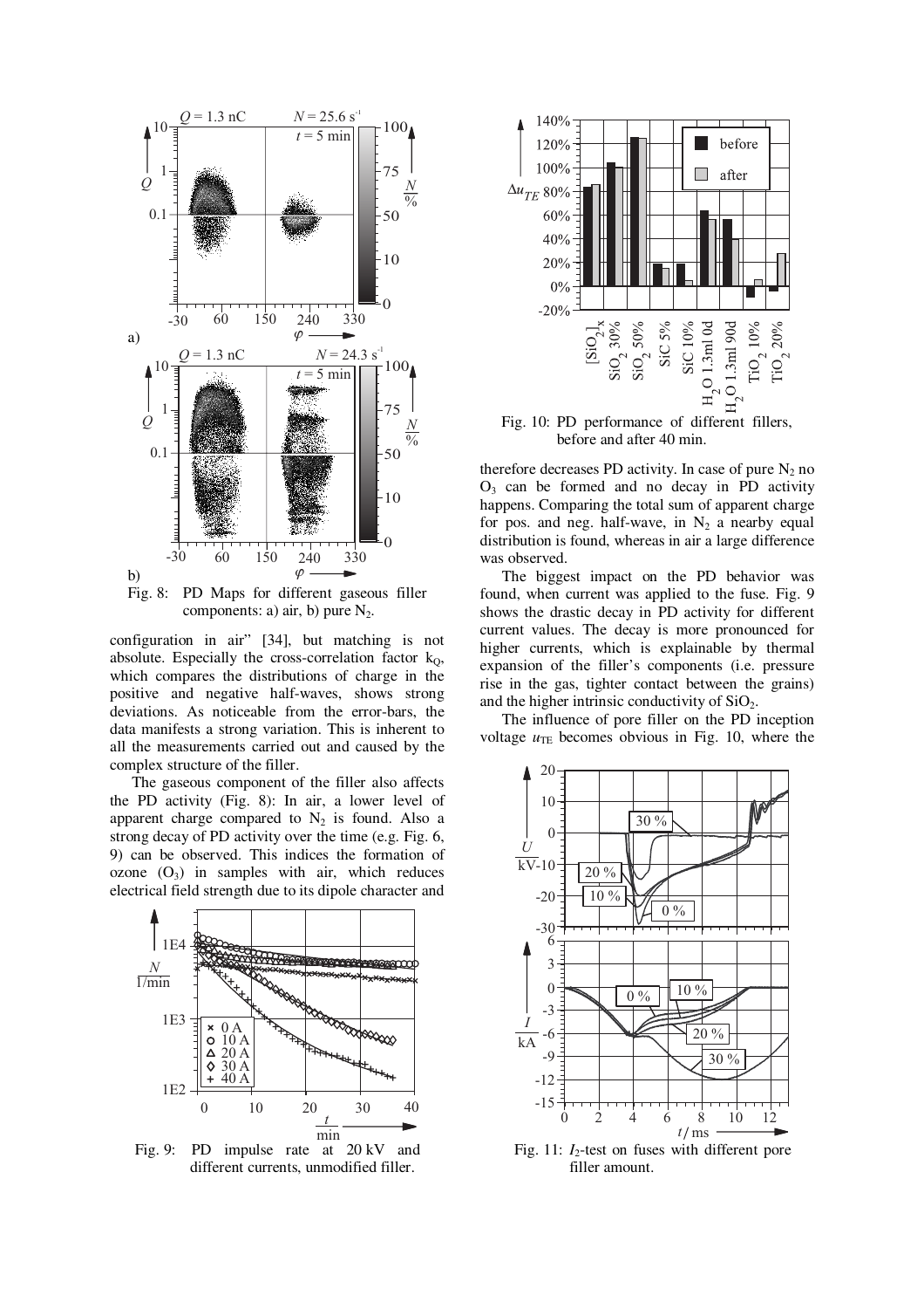Fig. 8: PD Maps for different gaseous filler components: a) air, b) pure $N_2$.

configuration in air" [34], but matching is not absolute. Especially the cross-correlation factor $k_Q$, which compares the distributions of charge in the positive and negative half-waves, shows strong deviations. As noticeable from the error-bars, the data manifests a strong variation. This is inherent to all the measurements carried out and caused by the complex structure of the filler.

The gaseous component of the filler also affects the PD activity (Fig. 8): In air, a lower level of apparent charge compared to $N_2$ is found. Also a strong decay of PD activity over the time (e.g. Fig. 6, 9) can be observed. This indices the formation of ozone ($O_3$) in samples with air, which reduces electrical field strength due to its dipole character and therefore decreases PD activity. In case of pure $N_2$ no $O_3$ can be formed and no decay in PD activity happens. Comparing the total sum of apparent charge for pos. and neg. half-wave, in $N_2$ a nearby equal distribution is found, whereas in air a large difference was observed.

Fig. 9: PD impulse rate at 20 kV and different currents, unmodified filler.

Fig. 10: PD performance of different fillers, before and after 40 min.

The biggest impact on the PD behavior was found, when current was applied to the fuse. Fig. 9 shows the drastic decay in PD activity for different current values. The decay is more pronounced for higher currents, which is explainable by thermal expansion of the filler's components (i.e. pressure rise in the gas, tighter contact between the grains) and the higher intrinsic conductivity of $SiO_2$.

The influence of pore filler on the PD inception voltage $u_{TE}$ becomes obvious in Fig. 10, where the

Fig. 11: $I_2$-test on fuses with different pore filler amount.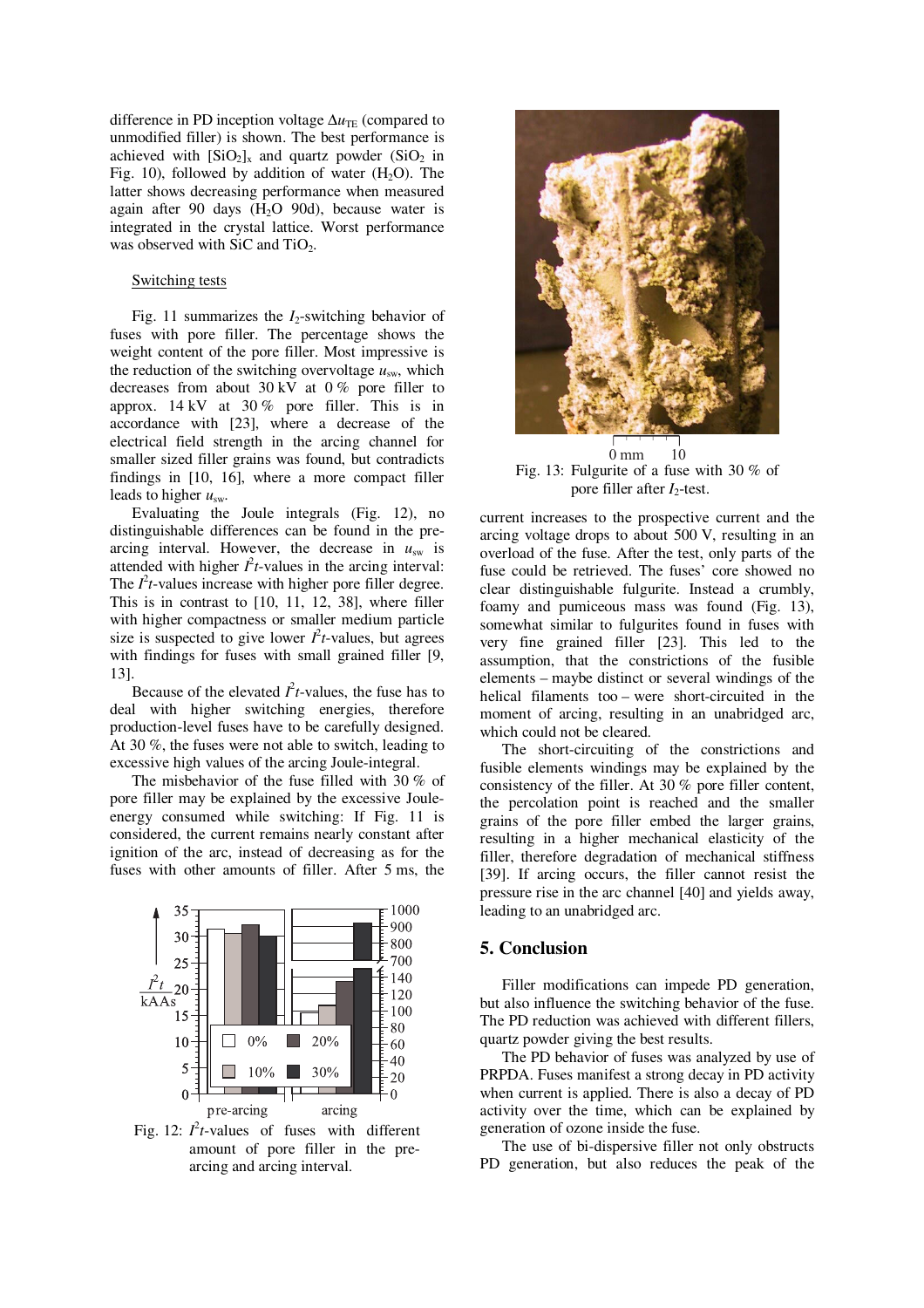difference in PD inception voltage $\Delta u_{TE}$ (compared to unmodified filler) is shown. The best performance is achieved with $[SiO_2]_x$ and quartz powder ($SiO_2$ in Fig. 10), followed by addition of water ($H_2O$). The latter shows decreasing performance when measured again after 90 days ($H_2O$ 90d), because water is integrated in the crystal lattice. Worst performance was observed with SiC and $TiO_2$.

Switching tests

Fig. 11 summarizes the $I_2$-switching behavior of fuses with pore filler. The percentage shows the weight content of the pore filler. Most impressive is the reduction of the switching overvoltage $u_{sw}$, which decreases from about 30 kV at 0 % pore filler to approx. 14 kV at 30 % pore filler. This is in accordance with [23], where a decrease of the electrical field strength in the arcing channel for smaller sized filler grains was found, but contradicts findings in [10, 16], where a more compact filler leads to higher $u_{sw}$.

Evaluating the Joule integrals (Fig. 12), no distinguishable differences can be found in the pre-arcing interval. However, the decrease in $u_{sw}$ is attended with higher $I^2t$-values in the arcing interval: The $I^2t$-values increase with higher pore filler degree. This is in contrast to [10, 11, 12, 38], where filler with higher compactness or smaller medium particle size is suspected to give lower $I^2t$-values, but agrees with findings for fuses with small grained filler [9, 13].

Because of the elevated $I^2t$-values, the fuse has to deal with higher switching energies, therefore production-level fuses have to be carefully designed. At 30 %, the fuses were not able to switch, leading to excessive high values of the arcing Joule-integral.

The misbehavior of the fuse filled with 30 % of pore filler may be explained by the excessive Joule-energy consumed while switching: If Fig. 11 is considered, the current remains nearly constant after ignition of the arc, instead of decreasing as for the fuses with other amounts of filler. After 5 ms, the current increases to the prospective current and the arcing voltage drops to about 500 V, resulting in an overload of the fuse. After the test, only parts of the fuse could be retrieved. The fuses' core showed no clear distinguishable fulgurite. Instead a crumbly, foamy and pumiceous mass was found (Fig. 13), somewhat similar to fulgurites found in fuses with very fine grained filler [23]. This led to the assumption, that the constrictions of the fusible elements – maybe distinct or several windings of the helical filaments too – were short-circuited in the moment of arcing, resulting in an unabridged arc, which could not be cleared.

The short-circuiting of the constrictions and fusible elements windings may be explained by the consistency of the filler. At 30 % pore filler content, the percolation point is reached and the smaller grains of the pore filler embed the larger grains, resulting in a higher mechanical elasticity of the filler, therefore degradation of mechanical stiffness [39]. If arcing occurs, the filler cannot resist the pressure rise in the arc channel [40] and yields away, leading to an unabridged arc.

Fig. 12: $I^2t$-values of fuses with different amount of pore filler in the pre-arcing and arcing interval.

Fig. 13: Fulgurite of a fuse with 30 % of pore filler after $I_2$-test.

## 5. Conclusion

Filler modifications can impede PD generation, but also influence the switching behavior of the fuse. The PD reduction was achieved with different fillers, quartz powder giving the best results.

The PD behavior of fuses was analyzed by use of PRPDA. Fuses manifest a strong decay in PD activity when current is applied. There is also a decay of PD activity over the time, which can be explained by generation of ozone inside the fuse.

The use of bi-dispersive filler not only obstructs PD generation, but also reduces the peak of the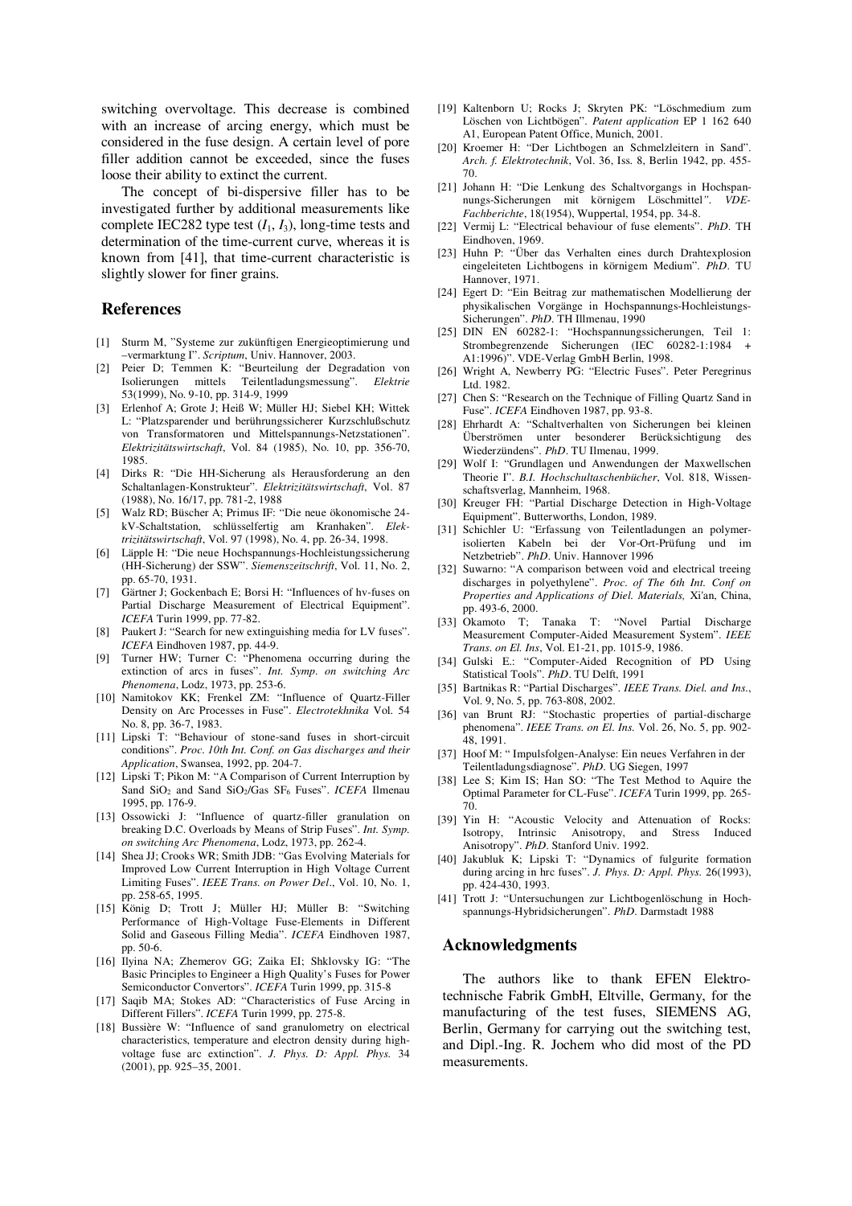switching overvoltage. This decrease is combined with an increase of arcing energy, which must be considered in the fuse design. A certain level of pore filler addition cannot be exceeded, since the fuses loose their ability to extinct the current.

The concept of bi-dispersive filler has to be investigated further by additional measurements like complete IEC282 type test ($I_1$, $I_3$), long-time tests and determination of the time-current curve, whereas it is known from [41], that time-current characteristic is slightly slower for finer grains.

## References

[1] Sturm M, "Systeme zur zukünftigen Energieoptimierung und –vermarktung I". *Scriptum*, Univ. Hannover, 2003.

[2] Peier D; Temmen K: "Beurteilung der Degradation von Isolierungen mittels Teilentladungsmessung". *Elektrie* 53(1999), No. 9-10, pp. 314-9, 1999

[3] Erlenhof A; Grote J; Heiß W; Müller HJ; Siebel KH; Wittek L: "Platzsparender und berührungssicherer Kurzschlußschutz von Transformatoren und Mittelspannungs-Netzstationen". *Elektrizitätswirtschaft*, Vol. 84 (1985), No. 10, pp. 356-70, 1985.

[4] Dirks R: "Die HH-Sicherung als Herausforderung an den Schaltanlagen-Konstrukteur". *Elektrizitätswirtschaft*, Vol. 87 (1988), No. 16/17, pp. 781-2, 1988

[5] Walz RD; Büscher A; Primus IF: "Die neue ökonomische 24-kV-Schaltstation, schlüsselfertig am Kranhaken". *Elektrizitätswirtschaft*, Vol. 97 (1998), No. 4, pp. 26-34, 1998.

[6] Läpple H: "Die neue Hochspannungs-Hochleistungssicherung (HH-Sicherung) der SSW". *Siemenszeitschrift*, Vol. 11, No. 2, pp. 65-70, 1931.

[7] Gärtner J; Gockenbach E; Borsi H: "Influences of hv-fuses on Partial Discharge Measurement of Electrical Equipment". *ICEFA* Turin 1999, pp. 77-82.

[8] Paukert J: "Search for new extinguishing media for LV fuses". *ICEFA* Eindhoven 1987, pp. 44-9.

[9] Turner HW; Turner C: "Phenomena occurring during the extinction of arcs in fuses". *Int. Symp. on switching Arc Phenomena*, Lodz, 1973, pp. 253-6.

[10] Namitokov KK; Frenkel ZM: "Influence of Quartz-Filler Density on Arc Processes in Fuse". *Electrotekhnika* Vol. 54 No. 8, pp. 36-7, 1983.

[11] Lipski T: "Behaviour of stone-sand fuses in short-circuit conditions". *Proc. 10th Int. Conf. on Gas discharges and their Application*, Swansea, 1992, pp. 204-7.

[12] Lipski T; Pikon M: "A Comparison of Current Interruption by Sand $SiO_2$ and Sand $SiO_2$/Gas $SF_6$ Fuses". *ICEFA* Ilmenau 1995, pp. 176-9.

[13] Ossowicki J: "Influence of quartz-filler granulation on breaking D.C. Overloads by Means of Strip Fuses". *Int. Symp. on switching Arc Phenomena*, Lodz, 1973, pp. 262-4.

[14] Shea JJ; Crooks WR; Smith JDB: "Gas Evolving Materials for Improved Low Current Interruption in High Voltage Current Limiting Fuses". *IEEE Trans. on Power Del*., Vol. 10, No. 1, pp. 258-65, 1995.

[15] König D; Trott J; Müller HJ; Müller B: "Switching Performance of High-Voltage Fuse-Elements in Different Solid and Gaseous Filling Media". *ICEFA* Eindhoven 1987, pp. 50-6.

[16] Ilyina NA; Zhemerov GG; Zaika EI; Shklovsky IG: "The Basic Principles to Engineer a High Quality's Fuses for Power Semiconductor Convertors". *ICEFA* Turin 1999, pp. 315-8

[17] Saqib MA; Stokes AD: "Characteristics of Fuse Arcing in Different Fillers". *ICEFA* Turin 1999, pp. 275-8.

[18] Bussière W: "Influence of sand granulometry on electrical characteristics, temperature and electron density during high-voltage fuse arc extinction". *J. Phys. D: Appl. Phys.* 34 (2001), pp. 925–35, 2001.

[19] Kaltenborn U; Rocks J; Skryten PK: "Löschmedium zum Löschen von Lichtbögen". *Patent application* EP 1 162 640 A1, European Patent Office, Munich, 2001.

[20] Kroemer H: "Der Lichtbogen an Schmelzleitern in Sand". *Arch. f. Elektrotechnik*, Vol. 36, Iss. 8, Berlin 1942, pp. 455-70.

[21] Johann H: "Die Lenkung des Schaltvorgangs in Hochspannungs-Sicherungen mit körnigem Löschmittel". *VDE-Fachberichte*, 18(1954), Wuppertal, 1954, pp. 34-8.

[22] Vermij L: "Electrical behaviour of fuse elements". *PhD.* TH Eindhoven, 1969.

[23] Huhn P: "Über das Verhalten eines durch Drahtexplosion eingeleiteten Lichtbogens in körnigem Medium". *PhD*. TU Hannover, 1971.

[24] Egert D: "Ein Beitrag zur mathematischen Modellierung der physikalischen Vorgänge in Hochspannungs-Hochleistungs-Sicherungen". *PhD*. TH Illmenau, 1990

[25] DIN EN 60282-1: "Hochspannungssicherungen, Teil 1: Strombegrenzende Sicherungen (IEC 60282-1:1984 + A1:1996)". VDE-Verlag GmbH Berlin, 1998.

[26] Wright A, Newberry PG: "Electric Fuses". Peter Peregrinus Ltd. 1982.

[27] Chen S: "Research on the Technique of Filling Quartz Sand in Fuse". *ICEFA* Eindhoven 1987, pp. 93-8.

[28] Ehrhardt A: "Schaltverhalten von Sicherungen bei kleinen Überströmen unter besonderer Berücksichtigung des Wiederzündens". *PhD*. TU Ilmenau, 1999.

[29] Wolf I: "Grundlagen und Anwendungen der Maxwellschen Theorie I". *B.I. Hochschultaschenbücher*, Vol. 818, Wissenschaftsverlag, Mannheim, 1968.

[30] Kreuger FH: "Partial Discharge Detection in High-Voltage Equipment". Butterworths, London, 1989.

[31] Schichler U: "Erfassung von Teilentladungen an polymerisolierten Kabeln bei der Vor-Ort-Prüfung und im Netzbetrieb". *PhD*. Univ. Hannover 1996

[32] Suwarno: "A comparison between void and electrical treeing discharges in polyethylene". *Proc. of The 6th Int. Conf on Properties and Applications of Diel. Materials,* Xi'an, China, pp. 493-6, 2000.

[33] Okamoto T; Tanaka T: "Novel Partial Discharge Measurement Computer-Aided Measurement System". *IEEE Trans. on El. Ins*, Vol. E1-21, pp. 1015-9, 1986.

[34] Gulski E.: "Computer-Aided Recognition of PD Using Statistical Tools". *PhD*. TU Delft, 1991

[35] Bartnikas R: "Partial Discharges". *IEEE Trans. Diel. and Ins.*, Vol. 9, No. 5, pp. 763-808, 2002.

[36] van Brunt RJ: "Stochastic properties of partial-discharge phenomena". *IEEE Trans. on El. Ins.* Vol. 26, No. 5, pp. 902-48, 1991.

[37] Hoof M: " Impulsfolgen-Analyse: Ein neues Verfahren in der Teilentladungsdiagnose". *PhD*. UG Siegen, 1997

[38] Lee S; Kim IS; Han SO: "The Test Method to Aquire the Optimal Parameter for CL-Fuse". *ICEFA* Turin 1999, pp. 265-70.

[39] Yin H: "Acoustic Velocity and Attenuation of Rocks: Isotropy, Intrinsic Anisotropy, and Stress Induced Anisotropy". *PhD*. Stanford Univ. 1992.

[40] Jakubluk K; Lipski T: "Dynamics of fulgurite formation during arcing in hrc fuses". *J. Phys. D: Appl. Phys.* 26(1993), pp. 424-430, 1993.

[41] Trott J: "Untersuchungen zur Lichtbogenlöschung in Hochspannungs-Hybridsicherungen". *PhD*. Darmstadt 1988

## Acknowledgments

The authors like to thank EFEN Elektrotechnische Fabrik GmbH, Eltville, Germany, for the manufacturing of the test fuses, SIEMENS AG, Berlin, Germany for carrying out the switching test, and Dipl.-Ing. R. Jochem who did most of the PD measurements.